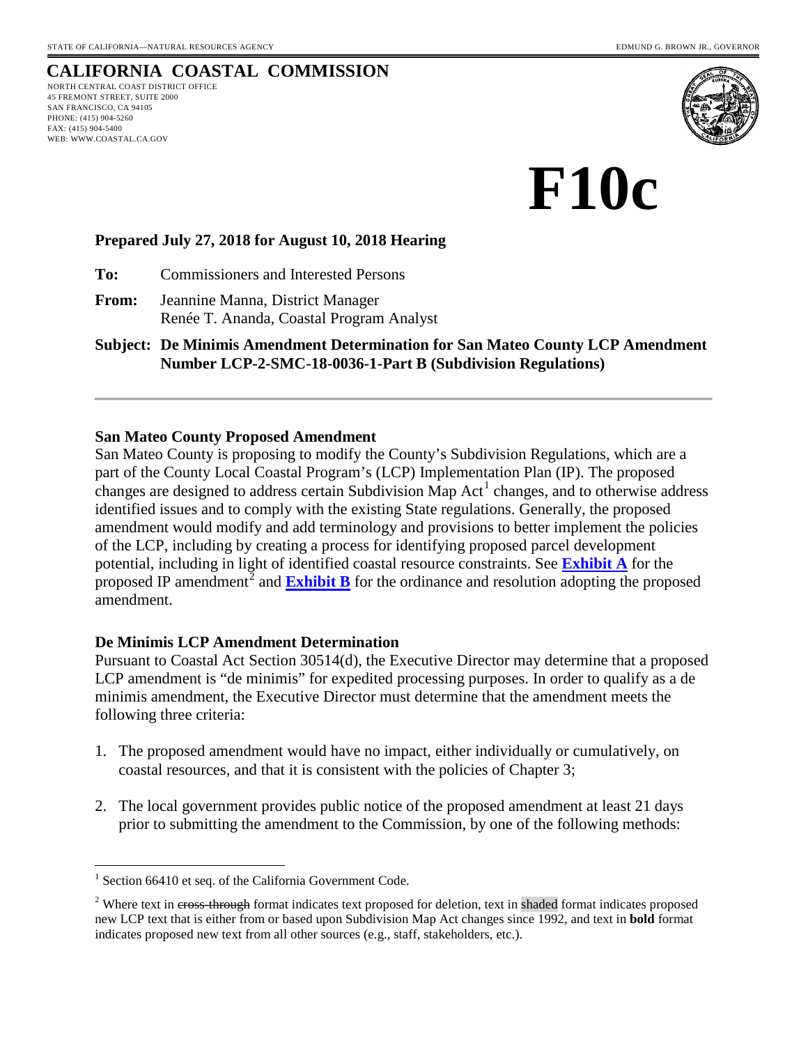STATE OF CALIFORNIA—NATURAL RESOURCES AGENCY EDMUND G. BROWN JR., GOVERNOR

# CALIFORNIA COASTAL COMMISSION

NORTH CENTRAL COAST DISTRICT OFFICE
45 FREMONT STREET, SUITE 2000
SAN FRANCISCO, CA 94105
PHONE: (415) 904-5260
FAX: (415) 904-5400
WEB: WWW.COASTAL.CA.GOV

# F10c

**Prepared July 27, 2018 for August 10, 2018 Hearing**

**To:** Commissioners and Interested Persons

**From:** Jeannine Manna, District Manager
Renée T. Ananda, Coastal Program Analyst

**Subject: De Minimis Amendment Determination for San Mateo County LCP Amendment Number LCP-2-SMC-18-0036-1-Part B (Subdivision Regulations)**

---

**San Mateo County Proposed Amendment**

San Mateo County is proposing to modify the County's Subdivision Regulations, which are a part of the County Local Coastal Program's (LCP) Implementation Plan (IP). The proposed changes are designed to address certain Subdivision Map Act[1] changes, and to otherwise address identified issues and to comply with the existing State regulations. Generally, the proposed amendment would modify and add terminology and provisions to better implement the policies of the LCP, including by creating a process for identifying proposed parcel development potential, including in light of identified coastal resource constraints. See **Exhibit A** for the proposed IP amendment[2] and **Exhibit B** for the ordinance and resolution adopting the proposed amendment.

**De Minimis LCP Amendment Determination**

Pursuant to Coastal Act Section 30514(d), the Executive Director may determine that a proposed LCP amendment is "de minimis" for expedited processing purposes. In order to qualify as a de minimis amendment, the Executive Director must determine that the amendment meets the following three criteria:

1. The proposed amendment would have no impact, either individually or cumulatively, on coastal resources, and that it is consistent with the policies of Chapter 3;

2. The local government provides public notice of the proposed amendment at least 21 days prior to submitting the amendment to the Commission, by one of the following methods:

---

[1] Section 66410 et seq. of the California Government Code.

[2] Where text in ~~cross-through~~ format indicates text proposed for deletion, text in shaded format indicates proposed new LCP text that is either from or based upon Subdivision Map Act changes since 1992, and text in **bold** format indicates proposed new text from all other sources (e.g., staff, stakeholders, etc.).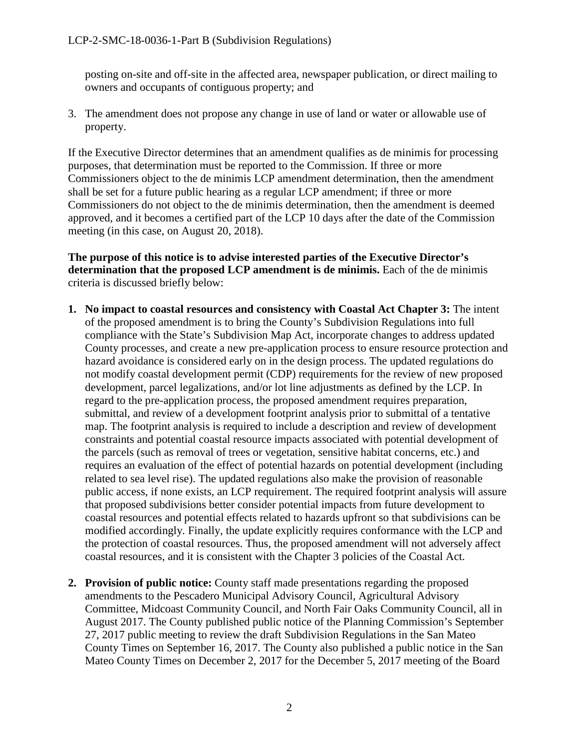posting on-site and off-site in the affected area, newspaper publication, or direct mailing to owners and occupants of contiguous property; and

3. The amendment does not propose any change in use of land or water or allowable use of property.

If the Executive Director determines that an amendment qualifies as de minimis for processing purposes, that determination must be reported to the Commission. If three or more Commissioners object to the de minimis LCP amendment determination, then the amendment shall be set for a future public hearing as a regular LCP amendment; if three or more Commissioners do not object to the de minimis determination, then the amendment is deemed approved, and it becomes a certified part of the LCP 10 days after the date of the Commission meeting (in this case, on August 20, 2018).

**The purpose of this notice is to advise interested parties of the Executive Director's determination that the proposed LCP amendment is de minimis.** Each of the de minimis criteria is discussed briefly below:

1. **No impact to coastal resources and consistency with Coastal Act Chapter 3:** The intent of the proposed amendment is to bring the County's Subdivision Regulations into full compliance with the State's Subdivision Map Act, incorporate changes to address updated County processes, and create a new pre-application process to ensure resource protection and hazard avoidance is considered early on in the design process. The updated regulations do not modify coastal development permit (CDP) requirements for the review of new proposed development, parcel legalizations, and/or lot line adjustments as defined by the LCP. In regard to the pre-application process, the proposed amendment requires preparation, submittal, and review of a development footprint analysis prior to submittal of a tentative map. The footprint analysis is required to include a description and review of development constraints and potential coastal resource impacts associated with potential development of the parcels (such as removal of trees or vegetation, sensitive habitat concerns, etc.) and requires an evaluation of the effect of potential hazards on potential development (including related to sea level rise). The updated regulations also make the provision of reasonable public access, if none exists, an LCP requirement. The required footprint analysis will assure that proposed subdivisions better consider potential impacts from future development to coastal resources and potential effects related to hazards upfront so that subdivisions can be modified accordingly. Finally, the update explicitly requires conformance with the LCP and the protection of coastal resources. Thus, the proposed amendment will not adversely affect coastal resources, and it is consistent with the Chapter 3 policies of the Coastal Act.

2. **Provision of public notice:** County staff made presentations regarding the proposed amendments to the Pescadero Municipal Advisory Council, Agricultural Advisory Committee, Midcoast Community Council, and North Fair Oaks Community Council, all in August 2017. The County published public notice of the Planning Commission's September 27, 2017 public meeting to review the draft Subdivision Regulations in the San Mateo County Times on September 16, 2017. The County also published a public notice in the San Mateo County Times on December 2, 2017 for the December 5, 2017 meeting of the Board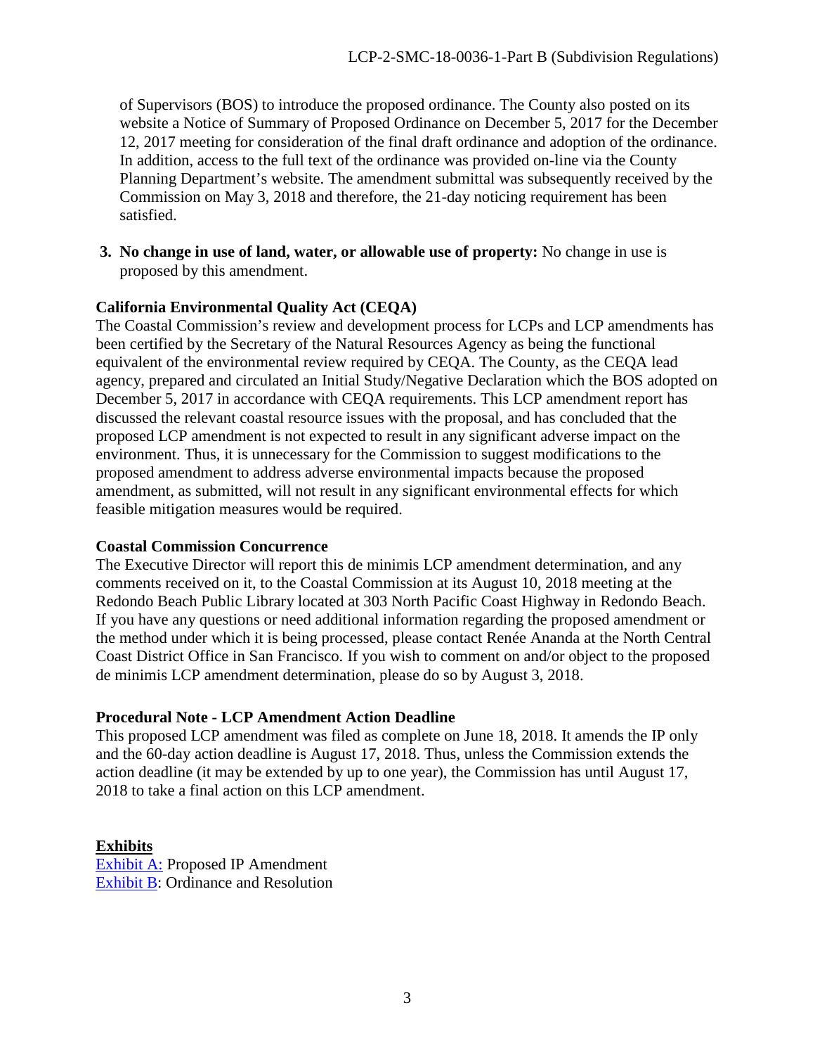of Supervisors (BOS) to introduce the proposed ordinance. The County also posted on its website a Notice of Summary of Proposed Ordinance on December 5, 2017 for the December 12, 2017 meeting for consideration of the final draft ordinance and adoption of the ordinance. In addition, access to the full text of the ordinance was provided on-line via the County Planning Department's website. The amendment submittal was subsequently received by the Commission on May 3, 2018 and therefore, the 21-day noticing requirement has been satisfied.

3. **No change in use of land, water, or allowable use of property:** No change in use is proposed by this amendment.

**California Environmental Quality Act (CEQA)**

The Coastal Commission's review and development process for LCPs and LCP amendments has been certified by the Secretary of the Natural Resources Agency as being the functional equivalent of the environmental review required by CEQA. The County, as the CEQA lead agency, prepared and circulated an Initial Study/Negative Declaration which the BOS adopted on December 5, 2017 in accordance with CEQA requirements. This LCP amendment report has discussed the relevant coastal resource issues with the proposal, and has concluded that the proposed LCP amendment is not expected to result in any significant adverse impact on the environment. Thus, it is unnecessary for the Commission to suggest modifications to the proposed amendment to address adverse environmental impacts because the proposed amendment, as submitted, will not result in any significant environmental effects for which feasible mitigation measures would be required.

**Coastal Commission Concurrence**

The Executive Director will report this de minimis LCP amendment determination, and any comments received on it, to the Coastal Commission at its August 10, 2018 meeting at the Redondo Beach Public Library located at 303 North Pacific Coast Highway in Redondo Beach. If you have any questions or need additional information regarding the proposed amendment or the method under which it is being processed, please contact Renée Ananda at the North Central Coast District Office in San Francisco. If you wish to comment on and/or object to the proposed de minimis LCP amendment determination, please do so by August 3, 2018.

**Procedural Note - LCP Amendment Action Deadline**

This proposed LCP amendment was filed as complete on June 18, 2018. It amends the IP only and the 60-day action deadline is August 17, 2018. Thus, unless the Commission extends the action deadline (it may be extended by up to one year), the Commission has until August 17, 2018 to take a final action on this LCP amendment.

**Exhibits**

Exhibit A: Proposed IP Amendment
Exhibit B: Ordinance and Resolution